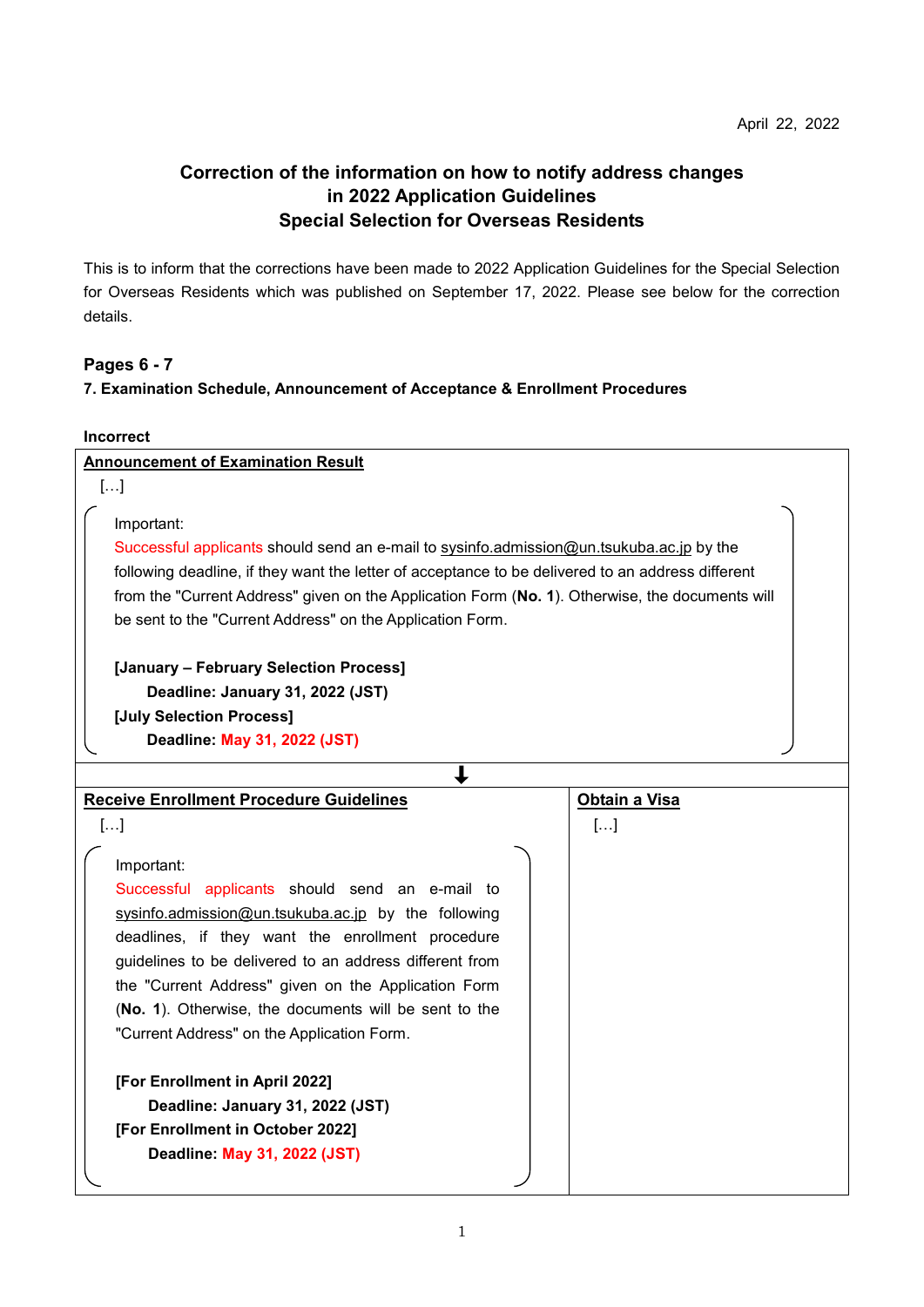April 22, 2022

# Correction of the information on how to notify address changes in 2022 Application Guidelines Special Selection for Overseas Residents

This is to inform that the corrections have been made to 2022 Application Guidelines for the Special Selection for Overseas Residents which was published on September 17, 2022. Please see below for the correction details.

## Pages 6 - 7

### 7. Examination Schedule, Announcement of Acceptance & Enrollment Procedures

**Incorrect**

**Announcement of Examination Result**

[…]

> Important:
>
> Successful applicants should send an e-mail to sysinfo.admission@un.tsukuba.ac.jp by the following deadline, if they want the letter of acceptance to be delivered to an address different from the "Current Address" given on the Application Form (**No. 1**). Otherwise, the documents will be sent to the "Current Address" on the Application Form.
>
> **[January – February Selection Process]**
>
> **Deadline: January 31, 2022 (JST)**
>
> **[July Selection Process]**
>
> **Deadline: May 31, 2022 (JST)**

⬇

**Receive Enrollment Procedure Guidelines**

[…]

> Important:
>
> Successful applicants should send an e-mail to sysinfo.admission@un.tsukuba.ac.jp by the following deadlines, if they want the enrollment procedure guidelines to be delivered to an address different from the "Current Address" given on the Application Form (**No. 1**). Otherwise, the documents will be sent to the "Current Address" on the Application Form.
>
> **[For Enrollment in April 2022]**
>
> **Deadline: January 31, 2022 (JST)**
>
> **[For Enrollment in October 2022]**
>
> **Deadline: May 31, 2022 (JST)**

**Obtain a Visa**

[…]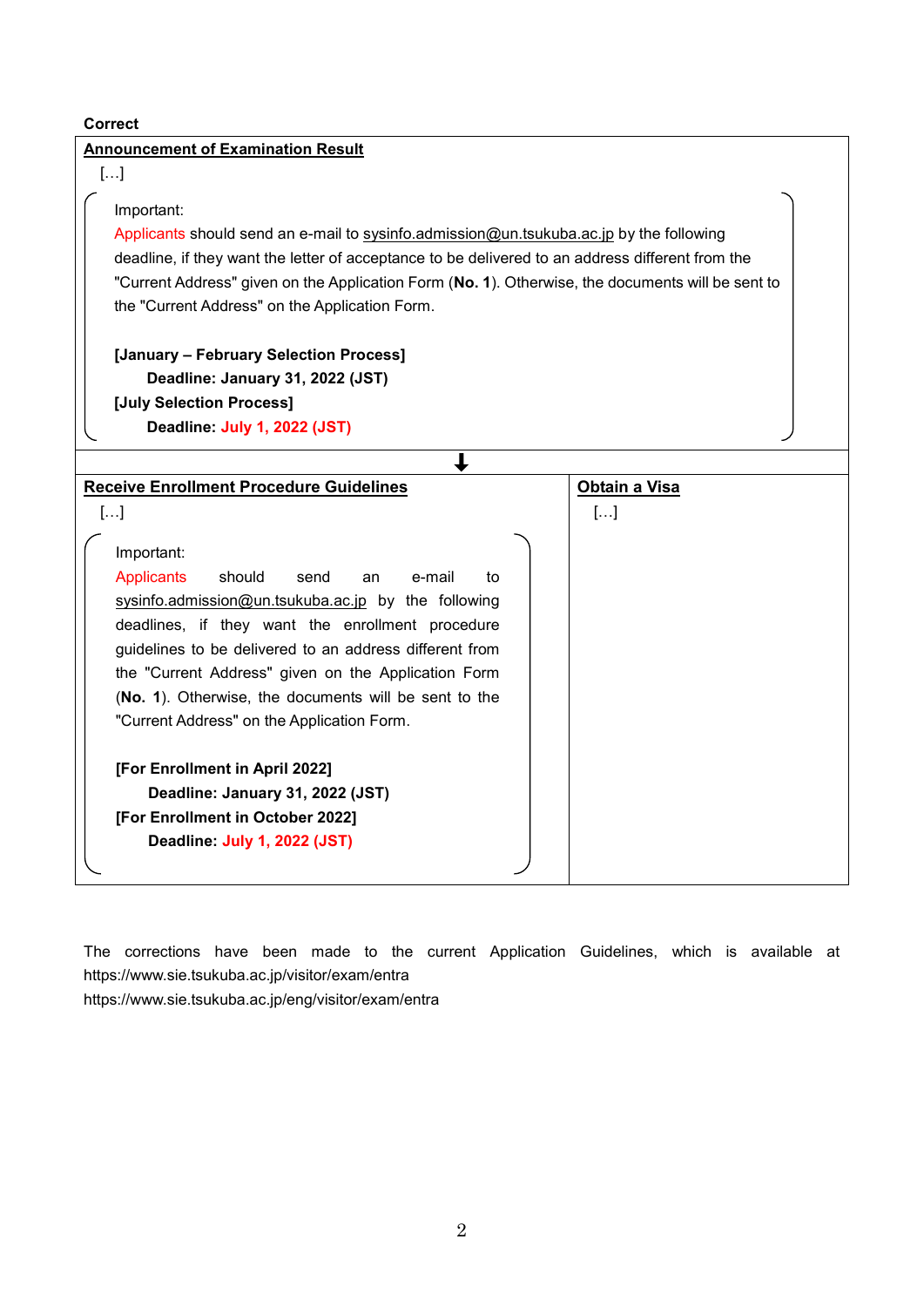**Correct**

**Announcement of Examination Result**

[…]

> Important:
> Applicants should send an e-mail to sysinfo.admission@un.tsukuba.ac.jp by the following deadline, if they want the letter of acceptance to be delivered to an address different from the "Current Address" given on the Application Form (**No. 1**). Otherwise, the documents will be sent to the "Current Address" on the Application Form.
>
> **[January – February Selection Process]**
> **Deadline: January 31, 2022 (JST)**
> **[July Selection Process]**
> **Deadline: July 1, 2022 (JST)**

↓

**Receive Enrollment Procedure Guidelines**

[…]

> Important:
> Applicants should send an e-mail to sysinfo.admission@un.tsukuba.ac.jp by the following deadlines, if they want the enrollment procedure guidelines to be delivered to an address different from the "Current Address" given on the Application Form (**No. 1**). Otherwise, the documents will be sent to the "Current Address" on the Application Form.
>
> **[For Enrollment in April 2022]**
> **Deadline: January 31, 2022 (JST)**
> **[For Enrollment in October 2022]**
> **Deadline: July 1, 2022 (JST)**

**Obtain a Visa**

[…]

The corrections have been made to the current Application Guidelines, which is available at
https://www.sie.tsukuba.ac.jp/visitor/exam/entra
https://www.sie.tsukuba.ac.jp/eng/visitor/exam/entra